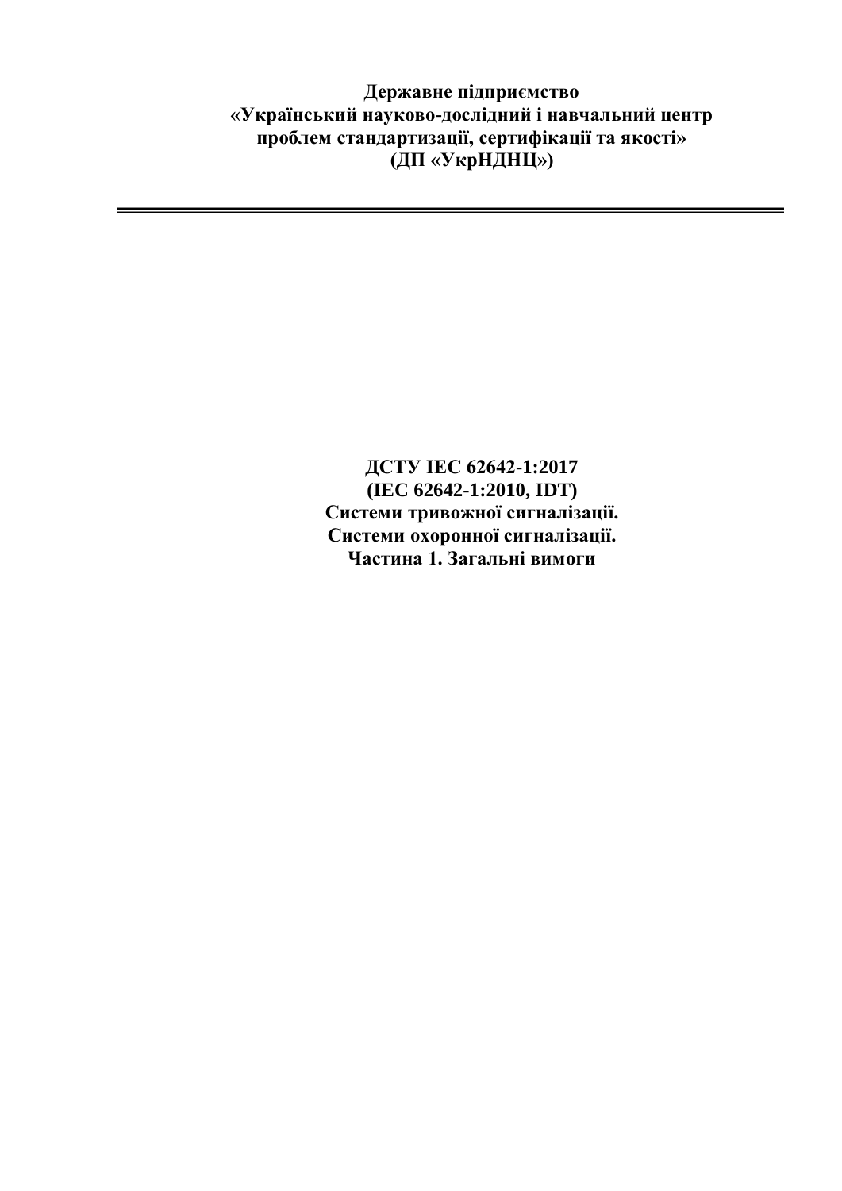**Державне підприємство**
**«Український науково-дослідний і навчальний центр**
**проблем стандартизації, сертифікації та якості»**
**(ДП «УкрНДНЦ»)**

---

# ДСТУ IEC 62642-1:2017
# (IEC 62642-1:2010, IDT)
# Системи тривожної сигналізації.
# Системи охоронної сигналізації.
# Частина 1. Загальні вимоги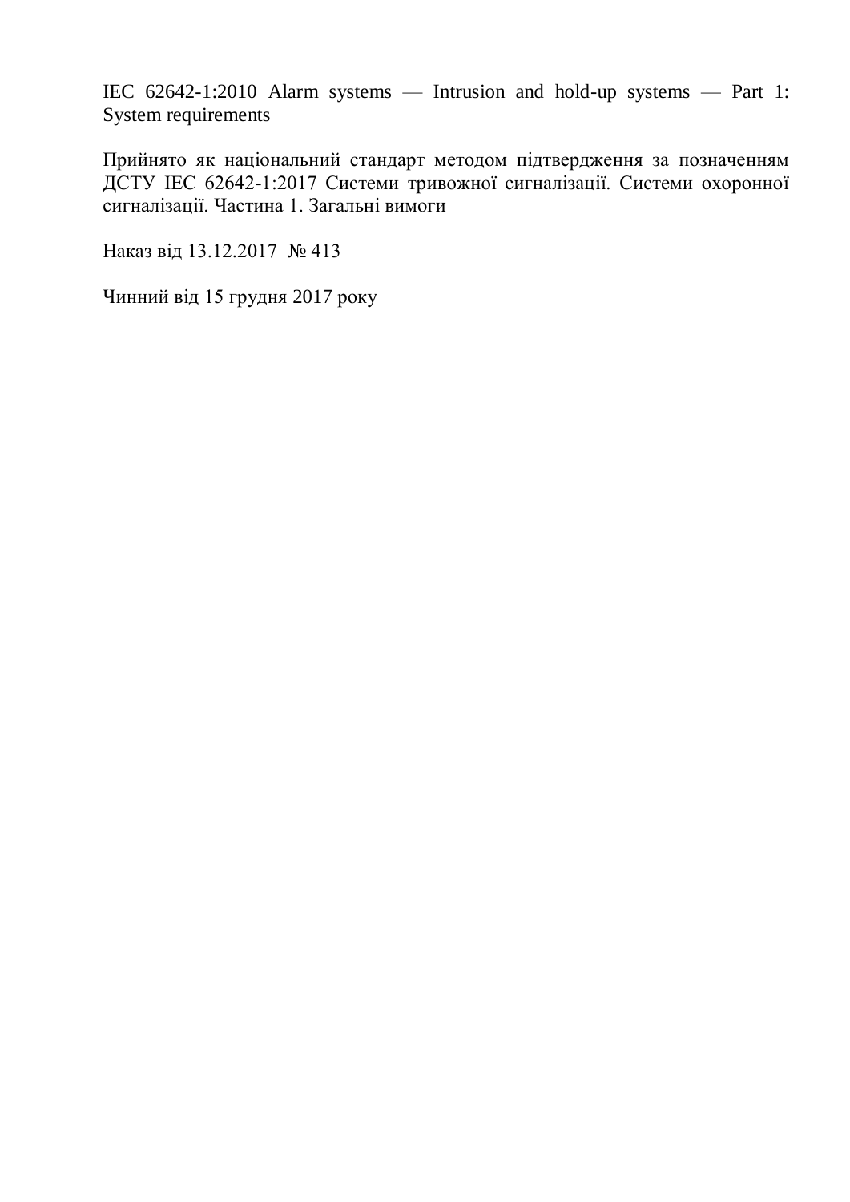IEC 62642-1:2010 Alarm systems — Intrusion and hold-up systems — Part 1: System requirements

Прийнято як національний стандарт методом підтвердження за позначенням ДСТУ IEC 62642-1:2017 Системи тривожної сигналізації. Системи охоронної сигналізації. Частина 1. Загальні вимоги

Наказ від 13.12.2017 № 413

Чинний від 15 грудня 2017 року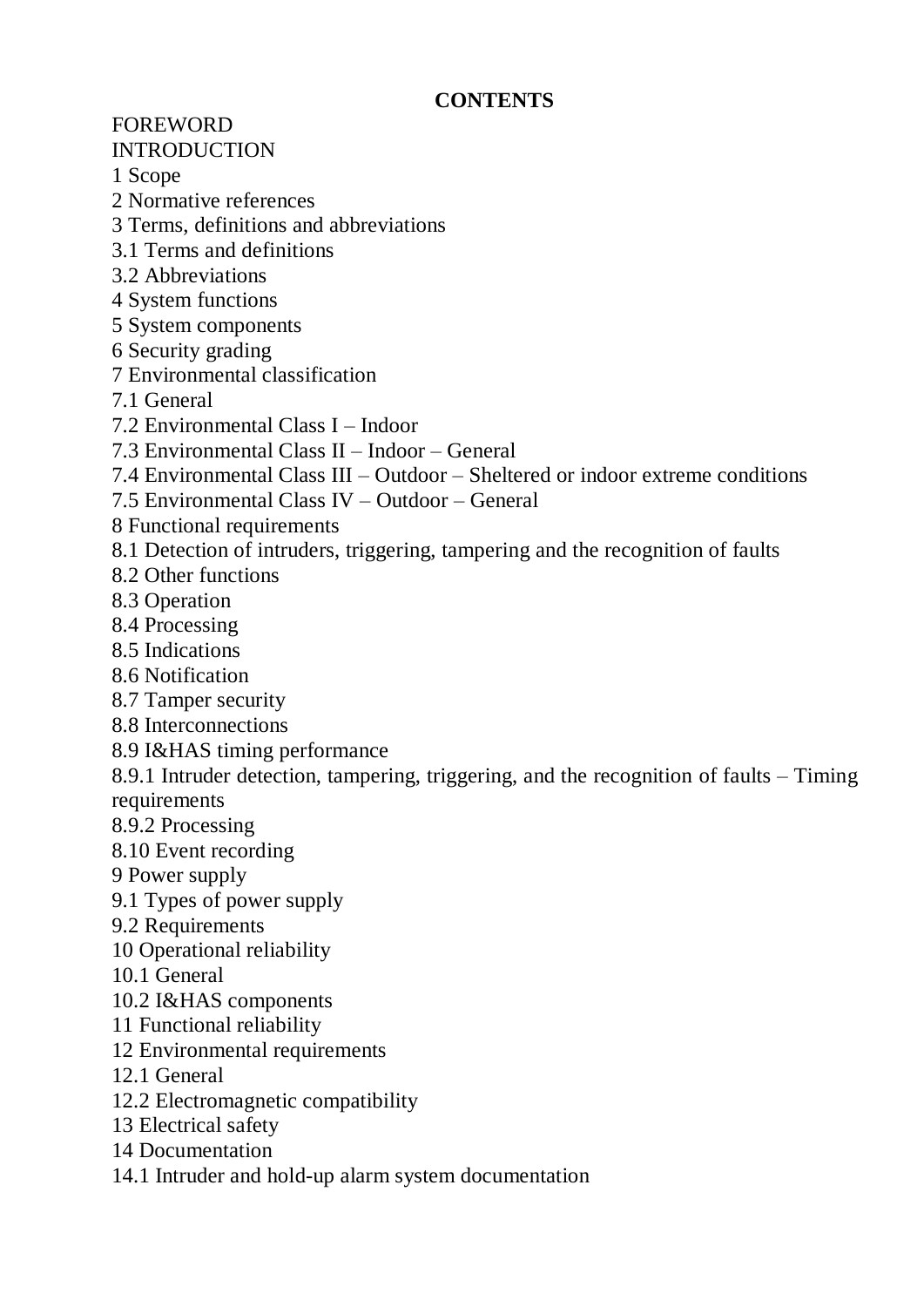**CONTENTS**

FOREWORD

INTRODUCTION

1 Scope

2 Normative references

3 Terms, definitions and abbreviations

3.1 Terms and definitions

3.2 Abbreviations

4 System functions

5 System components

6 Security grading

7 Environmental classification

7.1 General

7.2 Environmental Class I – Indoor

7.3 Environmental Class II – Indoor – General

7.4 Environmental Class III – Outdoor – Sheltered or indoor extreme conditions

7.5 Environmental Class IV – Outdoor – General

8 Functional requirements

8.1 Detection of intruders, triggering, tampering and the recognition of faults

8.2 Other functions

8.3 Operation

8.4 Processing

8.5 Indications

8.6 Notification

8.7 Tamper security

8.8 Interconnections

8.9 I&HAS timing performance

8.9.1 Intruder detection, tampering, triggering, and the recognition of faults – Timing requirements

8.9.2 Processing

8.10 Event recording

9 Power supply

9.1 Types of power supply

9.2 Requirements

10 Operational reliability

10.1 General

10.2 I&HAS components

11 Functional reliability

12 Environmental requirements

12.1 General

12.2 Electromagnetic compatibility

13 Electrical safety

14 Documentation

14.1 Intruder and hold-up alarm system documentation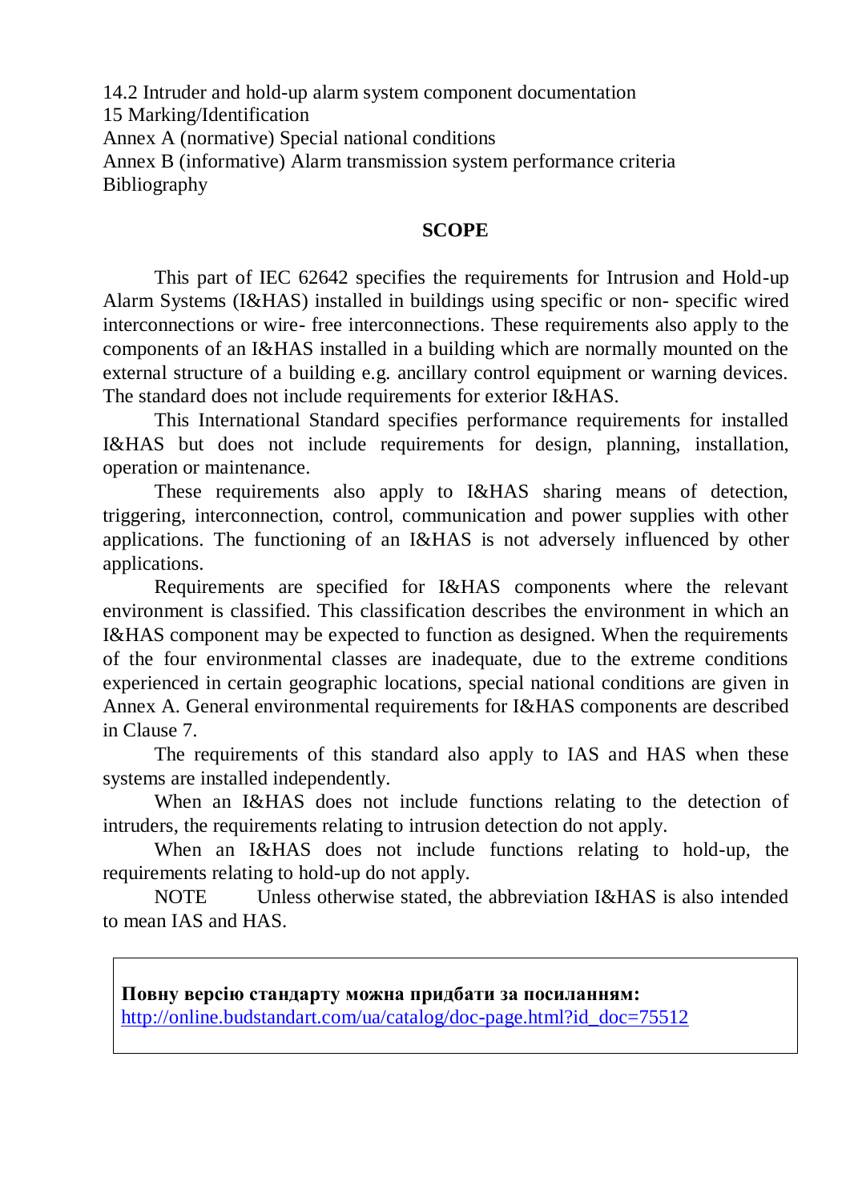14.2 Intruder and hold-up alarm system component documentation
15 Marking/Identification
Annex A (normative) Special national conditions
Annex B (informative) Alarm transmission system performance criteria
Bibliography

## SCOPE

This part of IEC 62642 specifies the requirements for Intrusion and Hold-up Alarm Systems (I&HAS) installed in buildings using specific or non- specific wired interconnections or wire- free interconnections. These requirements also apply to the components of an I&HAS installed in a building which are normally mounted on the external structure of a building e.g. ancillary control equipment or warning devices. The standard does not include requirements for exterior I&HAS.

This International Standard specifies performance requirements for installed I&HAS but does not include requirements for design, planning, installation, operation or maintenance.

These requirements also apply to I&HAS sharing means of detection, triggering, interconnection, control, communication and power supplies with other applications. The functioning of an I&HAS is not adversely influenced by other applications.

Requirements are specified for I&HAS components where the relevant environment is classified. This classification describes the environment in which an I&HAS component may be expected to function as designed. When the requirements of the four environmental classes are inadequate, due to the extreme conditions experienced in certain geographic locations, special national conditions are given in Annex A. General environmental requirements for I&HAS components are described in Clause 7.

The requirements of this standard also apply to IAS and HAS when these systems are installed independently.

When an I&HAS does not include functions relating to the detection of intruders, the requirements relating to intrusion detection do not apply.

When an I&HAS does not include functions relating to hold-up, the requirements relating to hold-up do not apply.

NOTE Unless otherwise stated, the abbreviation I&HAS is also intended to mean IAS and HAS.

**Повну версію стандарту можна придбати за посиланням:**
http://online.budstandart.com/ua/catalog/doc-page.html?id_doc=75512